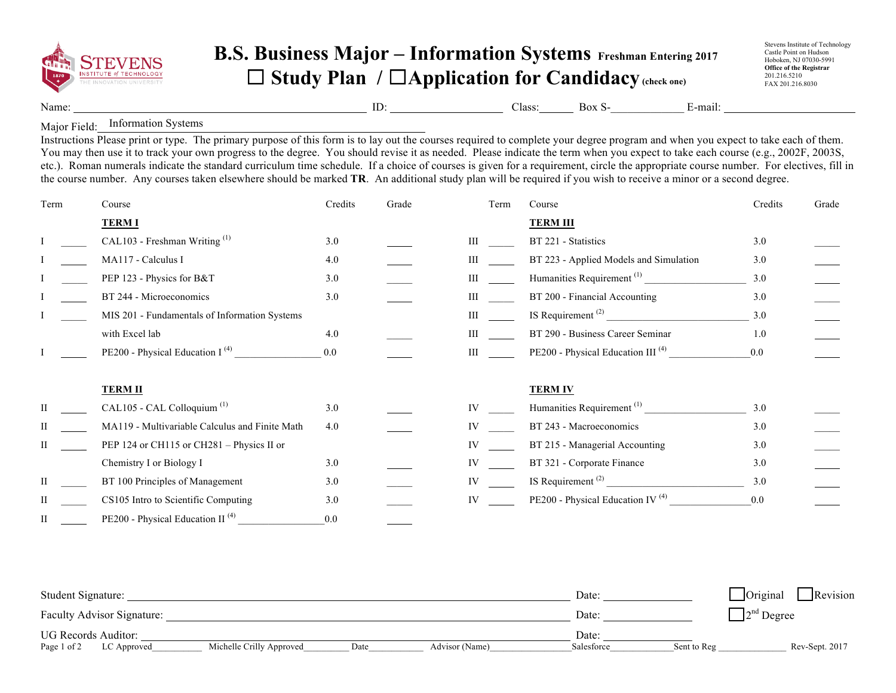# B.S. Business Major – Information Systems

Freshman Entering 2017

☐ Study Plan / ☐ Application for Candidacy (check one)

Stevens Institute of Technology
Castle Point on Hudson
Hoboken, NJ 07030-5991
**Office of the Registrar**
201.216.5210
FAX 201.216.8030

Name: ______________________ ID: ____________ Class:______ Box S-____________ E-mail: ____________________

Major Field: Information Systems

Instructions Please print or type. The primary purpose of this form is to lay out the courses required to complete your degree program and when you expect to take each of them. You may then use it to track your own progress to the degree. You should revise it as needed. Please indicate the term when you expect to take each course (e.g., 2002F, 2003S, etc.). Roman numerals indicate the standard curriculum time schedule. If a choice of courses is given for a requirement, circle the appropriate course number. For electives, fill in the course number. Any courses taken elsewhere should be marked **TR**. An additional study plan will be required if you wish to receive a minor or a second degree.

| Term | | Course | Credits | Grade |
|---|---|---|---|---|
| | | **TERM I** | | |
| I | _____ | CAL103 - Freshman Writing [1] | 3.0 | _____ |
| I | _____ | MA117 - Calculus I | 4.0 | _____ |
| I | _____ | PEP 123 - Physics for B&T | 3.0 | _____ |
| I | _____ | BT 244 - Microeconomics | 3.0 | _____ |
| I | _____ | MIS 201 - Fundamentals of Information Systems with Excel lab | 4.0 | _____ |
| I | _____ | PE200 - Physical Education I [4] ________________ | 0.0 | _____ |
| | | **TERM II** | | |
| II | _____ | CAL105 - CAL Colloquium [1] | 3.0 | _____ |
| II | _____ | MA119 - Multivariable Calculus and Finite Math | 4.0 | _____ |
| II | _____ | PEP 124 or CH115 or CH281 – Physics II or Chemistry I or Biology I | 3.0 | _____ |
| II | _____ | BT 100 Principles of Management | 3.0 | _____ |
| II | _____ | CS105 Intro to Scientific Computing | 3.0 | _____ |
| II | _____ | PE200 - Physical Education II [4] ________________ | 0.0 | _____ |
| | | **TERM III** | | |
| III | _____ | BT 221 - Statistics | 3.0 | _____ |
| III | _____ | BT 223 - Applied Models and Simulation | 3.0 | _____ |
| III | _____ | Humanities Requirement [1] ____________________ | 3.0 | _____ |
| III | _____ | BT 200 - Financial Accounting | 3.0 | _____ |
| III | _____ | IS Requirement [2] ____________________________ | 3.0 | _____ |
| III | _____ | BT 290 - Business Career Seminar | 1.0 | _____ |
| III | _____ | PE200 - Physical Education III [4] ________________ | 0.0 | _____ |
| | | **TERM IV** | | |
| IV | _____ | Humanities Requirement [1] ____________________ | 3.0 | _____ |
| IV | _____ | BT 243 - Macroeconomics | 3.0 | _____ |
| IV | _____ | BT 215 - Managerial Accounting | 3.0 | _____ |
| IV | _____ | BT 321 - Corporate Finance | 3.0 | _____ |
| IV | _____ | IS Requirement [2] ____________________________ | 3.0 | _____ |
| IV | _____ | PE200 - Physical Education IV [4] ________________ | 0.0 | _____ |

Student Signature: __________________________________________ Date: ______________ ☐ Original ☐ Revision

Faculty Advisor Signature: ____________________________________ Date: ______________ ☐ 2nd Degree

UG Records Auditor: _________________________________________ Date: ______________

LC Approved__________ Michelle Crilly Approved_________ Date___________ Advisor (Name)________________ Salesforce_____________ Sent to Reg ______________ Rev-Sept. 2017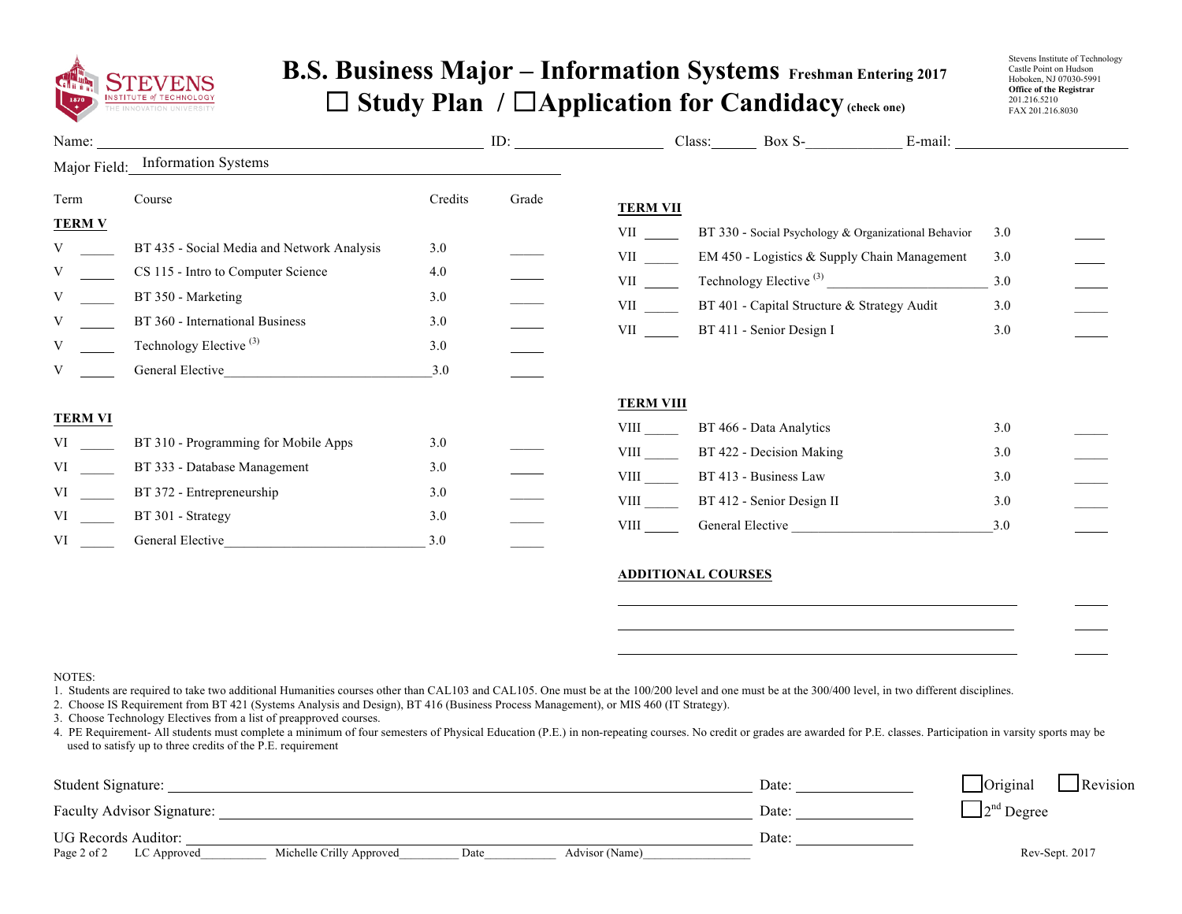# B.S. Business Major – Information Systems Freshman Entering 2017

☐ Study Plan / ☐Application for Candidacy (check one)

Stevens Institute of Technology
Castle Point on Hudson
Hoboken, NJ 07030-5991
**Office of the Registrar**
201.216.5210
FAX 201.216.8030

Name: ________________ ID: ____________ Class:______ Box S-__________ E-mail: ______________

Major Field: Information Systems

**TERM V**

| Term | | Course | Credits | Grade |
|---|---|---|---|---|
| V | _____ | BT 435 - Social Media and Network Analysis | 3.0 | _____ |
| V | _____ | CS 115 - Intro to Computer Science | 4.0 | _____ |
| V | _____ | BT 350 - Marketing | 3.0 | _____ |
| V | _____ | BT 360 - International Business | 3.0 | _____ |
| V | _____ | Technology Elective (3) | 3.0 | _____ |
| V | _____ | General Elective______________________ | 3.0 | _____ |

**TERM VI**

| Term | | Course | Credits | Grade |
|---|---|---|---|---|
| VI | _____ | BT 310 - Programming for Mobile Apps | 3.0 | _____ |
| VI | _____ | BT 333 - Database Management | 3.0 | _____ |
| VI | _____ | BT 372 - Entrepreneurship | 3.0 | _____ |
| VI | _____ | BT 301 - Strategy | 3.0 | _____ |
| VI | _____ | General Elective______________________ | 3.0 | _____ |

**TERM VII**

| Term | | Course | Credits | Grade |
|---|---|---|---|---|
| VII | _____ | BT 330 - Social Psychology & Organizational Behavior | 3.0 | _____ |
| VII | _____ | EM 450 - Logistics & Supply Chain Management | 3.0 | _____ |
| VII | _____ | Technology Elective (3) ______________________ | 3.0 | _____ |
| VII | _____ | BT 401 - Capital Structure & Strategy Audit | 3.0 | _____ |
| VII | _____ | BT 411 - Senior Design I | 3.0 | _____ |

**TERM VIII**

| Term | | Course | Credits | Grade |
|---|---|---|---|---|
| VIII | _____ | BT 466 - Data Analytics | 3.0 | _____ |
| VIII | _____ | BT 422 - Decision Making | 3.0 | _____ |
| VIII | _____ | BT 413 - Business Law | 3.0 | _____ |
| VIII | _____ | BT 412 - Senior Design II | 3.0 | _____ |
| VIII | _____ | General Elective ______________________ | 3.0 | _____ |

**ADDITIONAL COURSES**

______________________________________ _____

______________________________________ _____

______________________________________ _____

NOTES:

1. Students are required to take two additional Humanities courses other than CAL103 and CAL105. One must be at the 100/200 level and one must be at the 300/400 level, in two different disciplines.
2. Choose IS Requirement from BT 421 (Systems Analysis and Design), BT 416 (Business Process Management), or MIS 460 (IT Strategy).
3. Choose Technology Electives from a list of preapproved courses.
4. PE Requirement- All students must complete a minimum of four semesters of Physical Education (P.E.) in non-repeating courses. No credit or grades are awarded for P.E. classes. Participation in varsity sports may be used to satisfy up to three credits of the P.E. requirement

Student Signature: ______________________________ Date: ____________ ☐Original ☐Revision

Faculty Advisor Signature: ______________________________ Date: ____________ ☐2nd Degree

UG Records Auditor: ______________________________ Date: ____________

LC Approved__________ Michelle Crilly Approved_________ Date___________ Advisor (Name)________________

Rev-Sept. 2017